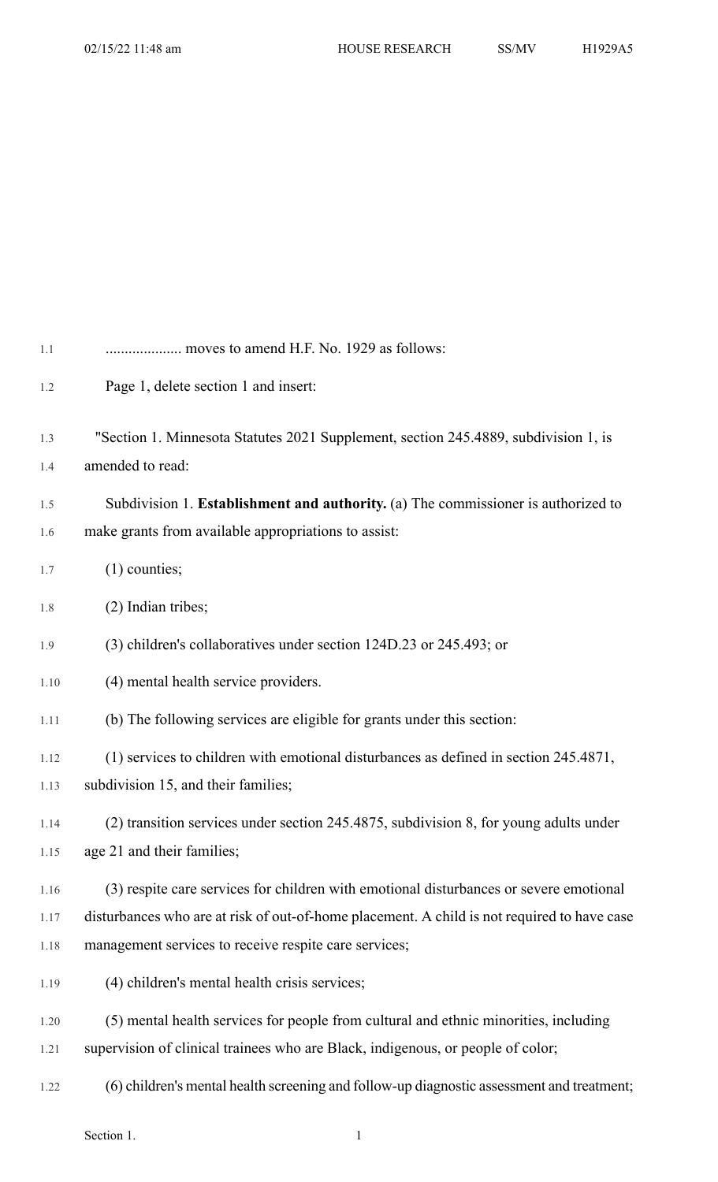.................... moves to amend H.F. No. 1929 as follows:

Page 1, delete section 1 and insert:

"Section 1. Minnesota Statutes 2021 Supplement, section 245.4889, subdivision 1, is amended to read:

Subdivision 1. **Establishment and authority.** (a) The commissioner is authorized to make grants from available appropriations to assist:

(1) counties;

(2) Indian tribes;

(3) children's collaboratives under section 124D.23 or 245.493; or

(4) mental health service providers.

(b) The following services are eligible for grants under this section:

(1) services to children with emotional disturbances as defined in section 245.4871, subdivision 15, and their families;

(2) transition services under section 245.4875, subdivision 8, for young adults under age 21 and their families;

(3) respite care services for children with emotional disturbances or severe emotional disturbances who are at risk of out-of-home placement. A child is not required to have case management services to receive respite care services;

(4) children's mental health crisis services;

(5) mental health services for people from cultural and ethnic minorities, including supervision of clinical trainees who are Black, indigenous, or people of color;

(6) children's mental health screening and follow-up diagnostic assessment and treatment;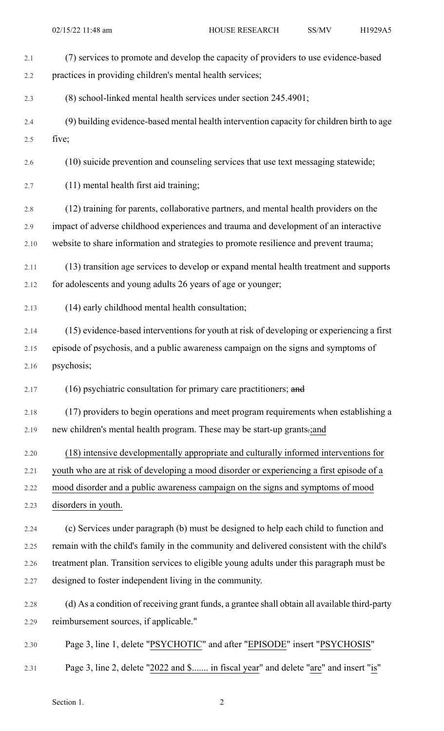(7) services to promote and develop the capacity of providers to use evidence-based practices in providing children's mental health services;

(8) school-linked mental health services under section 245.4901;

(9) building evidence-based mental health intervention capacity for children birth to age five;

(10) suicide prevention and counseling services that use text messaging statewide;

(11) mental health first aid training;

(12) training for parents, collaborative partners, and mental health providers on the impact of adverse childhood experiences and trauma and development of an interactive website to share information and strategies to promote resilience and prevent trauma;

(13) transition age services to develop or expand mental health treatment and supports for adolescents and young adults 26 years of age or younger;

(14) early childhood mental health consultation;

(15) evidence-based interventions for youth at risk of developing or experiencing a first episode of psychosis, and a public awareness campaign on the signs and symptoms of psychosis;

(16) psychiatric consultation for primary care practitioners; ~~and~~

(17) providers to begin operations and meet program requirements when establishing a new children's mental health program. These may be start-up grants~~.~~;and

(18) intensive developmentally appropriate and culturally informed interventions for youth who are at risk of developing a mood disorder or experiencing a first episode of a mood disorder and a public awareness campaign on the signs and symptoms of mood disorders in youth.

(c) Services under paragraph (b) must be designed to help each child to function and remain with the child's family in the community and delivered consistent with the child's treatment plan. Transition services to eligible young adults under this paragraph must be designed to foster independent living in the community.

(d) As a condition of receiving grant funds, a grantee shall obtain all available third-party reimbursement sources, if applicable."

Page 3, line 1, delete "PSYCHOTIC" and after "EPISODE" insert "PSYCHOSIS"

Page 3, line 2, delete "2022 and $....... in fiscal year" and delete "are" and insert "is"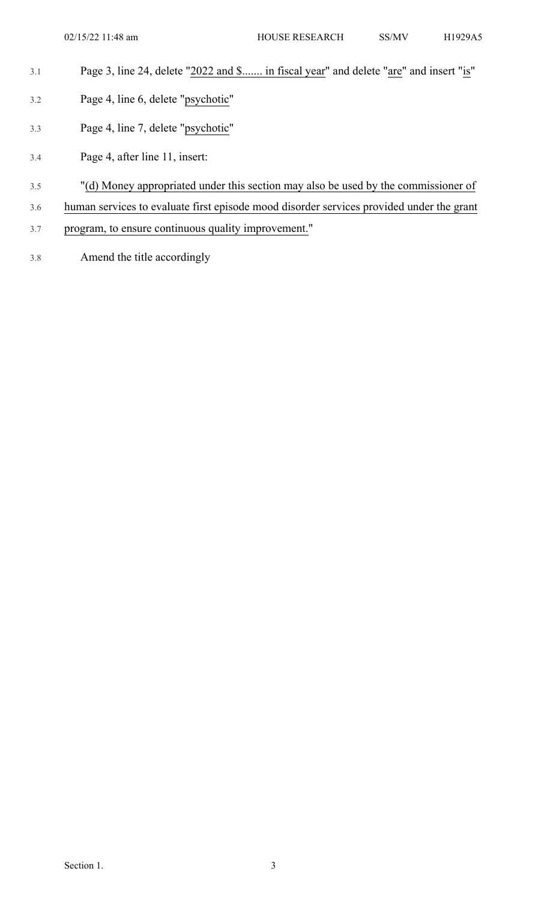Page 3, line 24, delete "2022 and $....... in fiscal year" and delete "are" and insert "is"

Page 4, line 6, delete "psychotic"

Page 4, line 7, delete "psychotic"

Page 4, after line 11, insert:

"(d) Money appropriated under this section may also be used by the commissioner of human services to evaluate first episode mood disorder services provided under the grant program, to ensure continuous quality improvement."

Amend the title accordingly